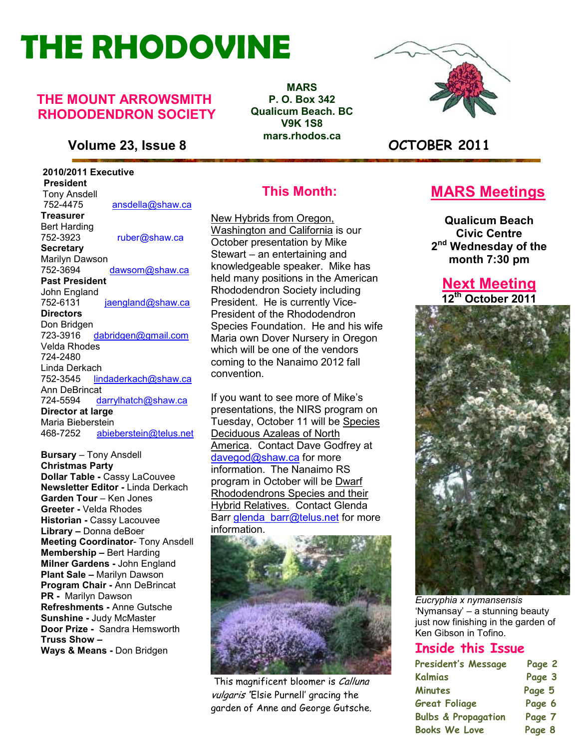# THE RHODOVINE

## THE MOUNT ARROWSMITH RHODODENDRON SOCIETY

**MARS**
**P. O. Box 342**
**Qualicum Beach. BC**
**V9K 1S8**
**mars.rhodos.ca**

**Volume 23, Issue 8** — **OCTOBER 2011**

**2010/2011 Executive**

**President**
Tony Ansdell
752-4475 ansdella@shaw.ca

**Treasurer**
Bert Harding
752-3923 ruber@shaw.ca

**Secretary**
Marilyn Dawson
752-3694 dawsom@shaw.ca

**Past President**
John England
752-6131 jaengland@shaw.ca

**Directors**
Don Bridgen
723-3916 dabridgen@gmail.com
Velda Rhodes
724-2480
Linda Derkach
752-3545 lindaderkach@shaw.ca
Ann DeBrincat
724-5594 darrylhatch@shaw.ca

**Director at large**
Maria Bieberstein
468-7252 abieberstein@telus.net

**Bursary** – Tony Ansdell
**Christmas Party**
**Dollar Table -** Cassy LaCouvee
**Newsletter Editor -** Linda Derkach
**Garden Tour** – Ken Jones
**Greeter -** Velda Rhodes
**Historian -** Cassy Lacouvee
**Library –** Donna deBoer
**Meeting Coordinator**- Tony Ansdell
**Membership –** Bert Harding
**Milner Gardens -** John England
**Plant Sale –** Marilyn Dawson
**Program Chair -** Ann DeBrincat
**PR -** Marilyn Dawson
**Refreshments -** Anne Gutsche
**Sunshine -** Judy McMaster
**Door Prize -** Sandra Hemsworth
**Truss Show –**
**Ways & Means -** Don Bridgen

## This Month:

New Hybrids from Oregon, Washington and California is our October presentation by Mike Stewart – an entertaining and knowledgeable speaker. Mike has held many positions in the American Rhododendron Society including President. He is currently Vice-President of the Rhododendron Species Foundation. He and his wife Maria own Dover Nursery in Oregon which will be one of the vendors coming to the Nanaimo 2012 fall convention.

If you want to see more of Mike's presentations, the NIRS program on Tuesday, October 11 will be Species Deciduous Azaleas of North America. Contact Dave Godfrey at davegod@shaw.ca for more information. The Nanaimo RS program in October will be Dwarf Rhododendrons Species and their Hybrid Relatives. Contact Glenda Barr glenda_barr@telus.net for more information.

This magnificent bloomer is *Calluna vulgaris* 'Elsie Purnell' gracing the garden of Anne and George Gutsche.

## MARS Meetings

**Qualicum Beach Civic Centre**
**2nd Wednesday of the month 7:30 pm**

## Next Meeting

**12th October 2011**

*Eucryphia x nymansensis* 'Nymansay' – a stunning beauty just now finishing in the garden of Ken Gibson in Tofino.

## Inside this Issue

| | |
|---|---|
| President's Message | Page 2 |
| Kalmias | Page 3 |
| Minutes | Page 5 |
| Great Foliage | Page 6 |
| Bulbs & Propagation | Page 7 |
| Books We Love | Page 8 |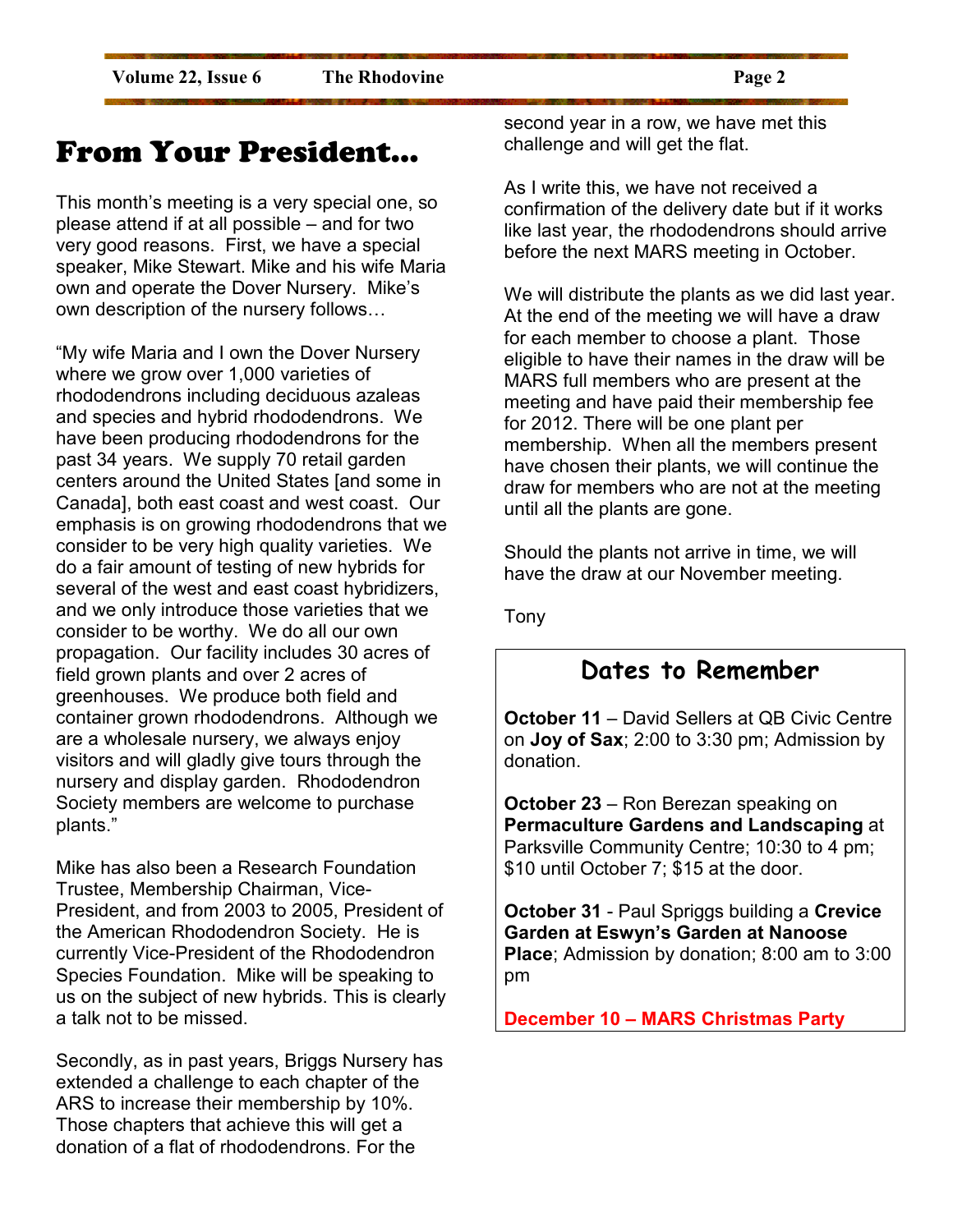# From Your President…

This month's meeting is a very special one, so please attend if at all possible – and for two very good reasons. First, we have a special speaker, Mike Stewart. Mike and his wife Maria own and operate the Dover Nursery. Mike's own description of the nursery follows…

"My wife Maria and I own the Dover Nursery where we grow over 1,000 varieties of rhododendrons including deciduous azaleas and species and hybrid rhododendrons. We have been producing rhododendrons for the past 34 years. We supply 70 retail garden centers around the United States [and some in Canada], both east coast and west coast. Our emphasis is on growing rhododendrons that we consider to be very high quality varieties. We do a fair amount of testing of new hybrids for several of the west and east coast hybridizers, and we only introduce those varieties that we consider to be worthy. We do all our own propagation. Our facility includes 30 acres of field grown plants and over 2 acres of greenhouses. We produce both field and container grown rhododendrons. Although we are a wholesale nursery, we always enjoy visitors and will gladly give tours through the nursery and display garden. Rhododendron Society members are welcome to purchase plants."

Mike has also been a Research Foundation Trustee, Membership Chairman, Vice-President, and from 2003 to 2005, President of the American Rhododendron Society. He is currently Vice-President of the Rhododendron Species Foundation. Mike will be speaking to us on the subject of new hybrids. This is clearly a talk not to be missed.

Secondly, as in past years, Briggs Nursery has extended a challenge to each chapter of the ARS to increase their membership by 10%. Those chapters that achieve this will get a donation of a flat of rhododendrons. For the second year in a row, we have met this challenge and will get the flat.

As I write this, we have not received a confirmation of the delivery date but if it works like last year, the rhododendrons should arrive before the next MARS meeting in October.

We will distribute the plants as we did last year. At the end of the meeting we will have a draw for each member to choose a plant. Those eligible to have their names in the draw will be MARS full members who are present at the meeting and have paid their membership fee for 2012. There will be one plant per membership. When all the members present have chosen their plants, we will continue the draw for members who are not at the meeting until all the plants are gone.

Should the plants not arrive in time, we will have the draw at our November meeting.

Tony

## Dates to Remember

**October 11** – David Sellers at QB Civic Centre on **Joy of Sax**; 2:00 to 3:30 pm; Admission by donation.

**October 23** – Ron Berezan speaking on **Permaculture Gardens and Landscaping** at Parksville Community Centre; 10:30 to 4 pm; $10 until October 7; $15 at the door.

**October 31** - Paul Spriggs building a **Crevice Garden at Eswyn's Garden at Nanoose Place**; Admission by donation; 8:00 am to 3:00 pm

**December 10 – MARS Christmas Party**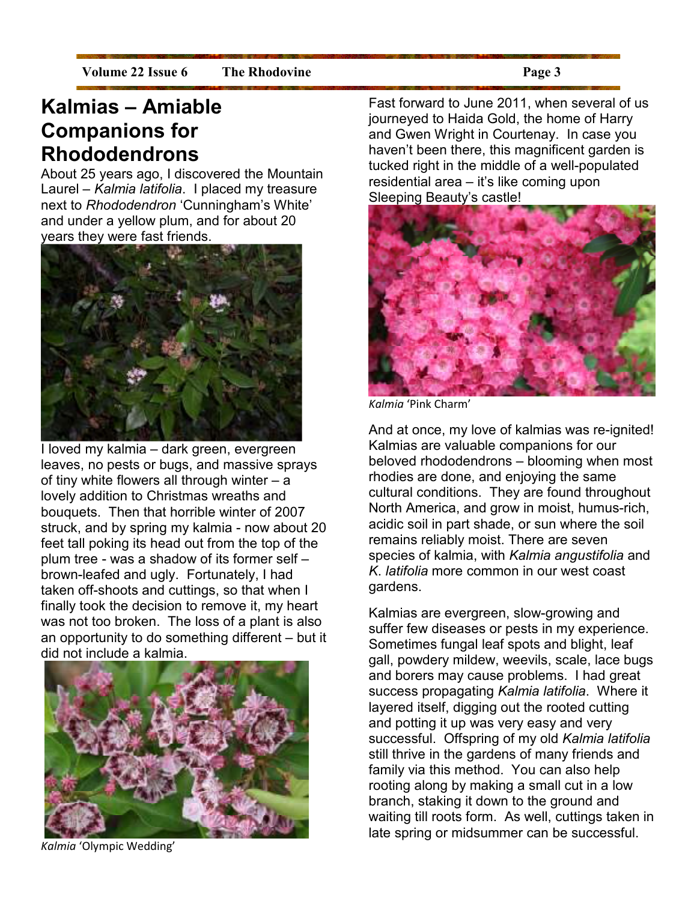# Kalmias – Amiable Companions for Rhododendrons

About 25 years ago, I discovered the Mountain Laurel – *Kalmia latifolia*. I placed my treasure next to *Rhododendron* 'Cunningham's White' and under a yellow plum, and for about 20 years they were fast friends.

I loved my kalmia – dark green, evergreen leaves, no pests or bugs, and massive sprays of tiny white flowers all through winter – a lovely addition to Christmas wreaths and bouquets. Then that horrible winter of 2007 struck, and by spring my kalmia - now about 20 feet tall poking its head out from the top of the plum tree - was a shadow of its former self – brown-leafed and ugly. Fortunately, I had taken off-shoots and cuttings, so that when I finally took the decision to remove it, my heart was not too broken. The loss of a plant is also an opportunity to do something different – but it did not include a kalmia.

*Kalmia* 'Olympic Wedding'

Fast forward to June 2011, when several of us journeyed to Haida Gold, the home of Harry and Gwen Wright in Courtenay. In case you haven't been there, this magnificent garden is tucked right in the middle of a well-populated residential area – it's like coming upon Sleeping Beauty's castle!

*Kalmia* 'Pink Charm'

And at once, my love of kalmias was re-ignited! Kalmias are valuable companions for our beloved rhododendrons – blooming when most rhodies are done, and enjoying the same cultural conditions. They are found throughout North America, and grow in moist, humus-rich, acidic soil in part shade, or sun where the soil remains reliably moist. There are seven species of kalmia, with *Kalmia angustifolia* and *K. latifolia* more common in our west coast gardens.

Kalmias are evergreen, slow-growing and suffer few diseases or pests in my experience. Sometimes fungal leaf spots and blight, leaf gall, powdery mildew, weevils, scale, lace bugs and borers may cause problems. I had great success propagating *Kalmia latifolia*. Where it layered itself, digging out the rooted cutting and potting it up was very easy and very successful. Offspring of my old *Kalmia latifolia* still thrive in the gardens of many friends and family via this method. You can also help rooting along by making a small cut in a low branch, staking it down to the ground and waiting till roots form. As well, cuttings taken in late spring or midsummer can be successful.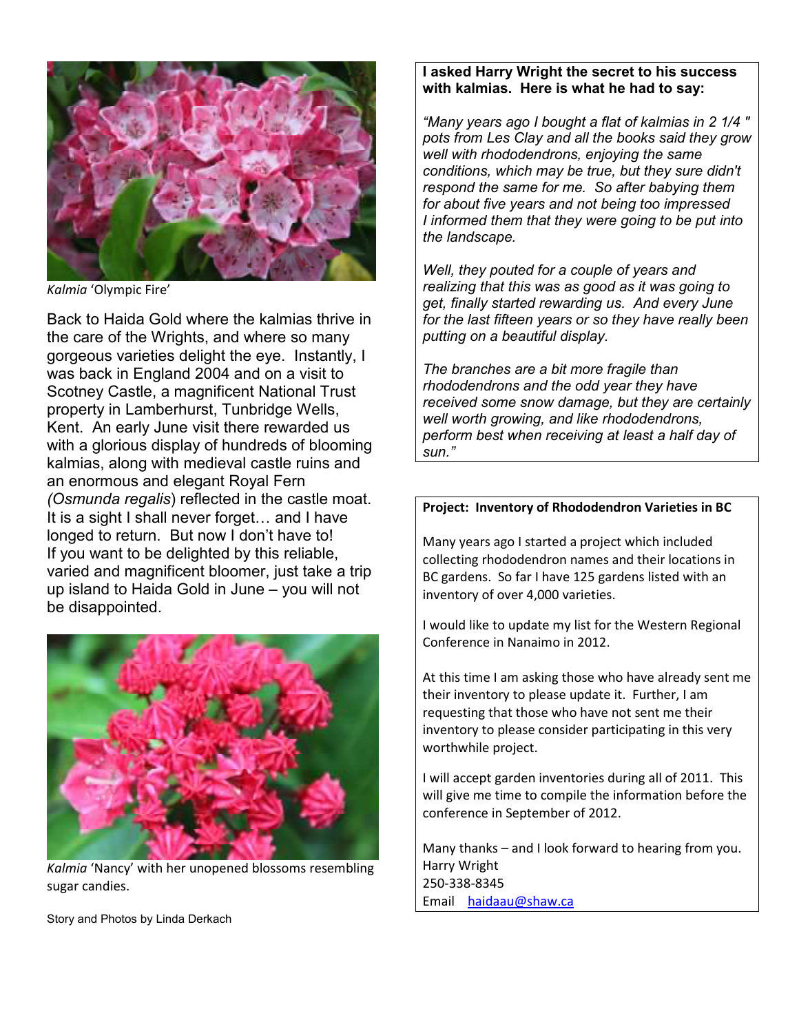*Kalmia* 'Olympic Fire'

Back to Haida Gold where the kalmias thrive in the care of the Wrights, and where so many gorgeous varieties delight the eye. Instantly, I was back in England 2004 and on a visit to Scotney Castle, a magnificent National Trust property in Lamberhurst, Tunbridge Wells, Kent. An early June visit there rewarded us with a glorious display of hundreds of blooming kalmias, along with medieval castle ruins and an enormous and elegant Royal Fern *(Osmunda regalis*) reflected in the castle moat. It is a sight I shall never forget… and I have longed to return. But now I don't have to! If you want to be delighted by this reliable, varied and magnificent bloomer, just take a trip up island to Haida Gold in June – you will not be disappointed.

*Kalmia* 'Nancy' with her unopened blossoms resembling sugar candies.

Story and Photos by Linda Derkach

**I asked Harry Wright the secret to his success with kalmias. Here is what he had to say:**

*"Many years ago I bought a flat of kalmias in 2 1/4 " pots from Les Clay and all the books said they grow well with rhododendrons, enjoying the same conditions, which may be true, but they sure didn't respond the same for me. So after babying them for about five years and not being too impressed I informed them that they were going to be put into the landscape.*

*Well, they pouted for a couple of years and realizing that this was as good as it was going to get, finally started rewarding us. And every June for the last fifteen years or so they have really been putting on a beautiful display.*

*The branches are a bit more fragile than rhododendrons and the odd year they have received some snow damage, but they are certainly well worth growing, and like rhododendrons, perform best when receiving at least a half day of sun."*

**Project: Inventory of Rhododendron Varieties in BC**

Many years ago I started a project which included collecting rhododendron names and their locations in BC gardens. So far I have 125 gardens listed with an inventory of over 4,000 varieties.

I would like to update my list for the Western Regional Conference in Nanaimo in 2012.

At this time I am asking those who have already sent me their inventory to please update it. Further, I am requesting that those who have not sent me their inventory to please consider participating in this very worthwhile project.

I will accept garden inventories during all of 2011. This will give me time to compile the information before the conference in September of 2012.

Many thanks – and I look forward to hearing from you.
Harry Wright
250-338-8345
Email haidaau@shaw.ca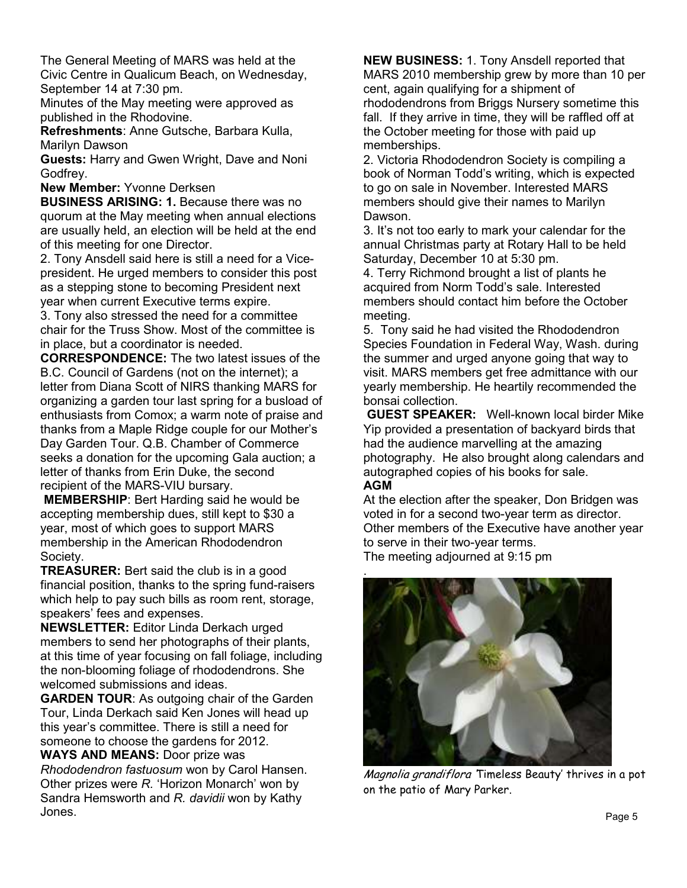The General Meeting of MARS was held at the Civic Centre in Qualicum Beach, on Wednesday, September 14 at 7:30 pm.

Minutes of the May meeting were approved as published in the Rhodovine.

**Refreshments**: Anne Gutsche, Barbara Kulla, Marilyn Dawson

**Guests:** Harry and Gwen Wright, Dave and Noni Godfrey.

**New Member:** Yvonne Derksen

**BUSINESS ARISING: 1.** Because there was no quorum at the May meeting when annual elections are usually held, an election will be held at the end of this meeting for one Director.

2. Tony Ansdell said here is still a need for a Vice-president. He urged members to consider this post as a stepping stone to becoming President next year when current Executive terms expire.

3. Tony also stressed the need for a committee chair for the Truss Show. Most of the committee is in place, but a coordinator is needed.

**CORRESPONDENCE:** The two latest issues of the B.C. Council of Gardens (not on the internet); a letter from Diana Scott of NIRS thanking MARS for organizing a garden tour last spring for a busload of enthusiasts from Comox; a warm note of praise and thanks from a Maple Ridge couple for our Mother's Day Garden Tour. Q.B. Chamber of Commerce seeks a donation for the upcoming Gala auction; a letter of thanks from Erin Duke, the second recipient of the MARS-VIU bursary.

**MEMBERSHIP**: Bert Harding said he would be accepting membership dues, still kept to $30 a year, most of which goes to support MARS membership in the American Rhododendron Society.

**TREASURER:** Bert said the club is in a good financial position, thanks to the spring fund-raisers which help to pay such bills as room rent, storage, speakers' fees and expenses.

**NEWSLETTER:** Editor Linda Derkach urged members to send her photographs of their plants, at this time of year focusing on fall foliage, including the non-blooming foliage of rhododendrons. She welcomed submissions and ideas.

**GARDEN TOUR**: As outgoing chair of the Garden Tour, Linda Derkach said Ken Jones will head up this year's committee. There is still a need for someone to choose the gardens for 2012.

**WAYS AND MEANS:** Door prize was *Rhododendron fastuosum* won by Carol Hansen. Other prizes were *R.* 'Horizon Monarch' won by Sandra Hemsworth and *R. davidii* won by Kathy Jones.

**NEW BUSINESS:** 1. Tony Ansdell reported that MARS 2010 membership grew by more than 10 per cent, again qualifying for a shipment of rhododendrons from Briggs Nursery sometime this fall. If they arrive in time, they will be raffled off at the October meeting for those with paid up memberships.

2. Victoria Rhododendron Society is compiling a book of Norman Todd's writing, which is expected to go on sale in November. Interested MARS members should give their names to Marilyn Dawson.

3. It's not too early to mark your calendar for the annual Christmas party at Rotary Hall to be held Saturday, December 10 at 5:30 pm.

4. Terry Richmond brought a list of plants he acquired from Norm Todd's sale. Interested members should contact him before the October meeting.

5. Tony said he had visited the Rhododendron Species Foundation in Federal Way, Wash. during the summer and urged anyone going that way to visit. MARS members get free admittance with our yearly membership. He heartily recommended the bonsai collection.

**GUEST SPEAKER:** Well-known local birder Mike Yip provided a presentation of backyard birds that had the audience marvelling at the amazing photography. He also brought along calendars and autographed copies of his books for sale.

**AGM**

At the election after the speaker, Don Bridgen was voted in for a second two-year term as director. Other members of the Executive have another year to serve in their two-year terms.

The meeting adjourned at 9:15 pm

*Magnolia grandiflora* 'Timeless Beauty' thrives in a pot on the patio of Mary Parker.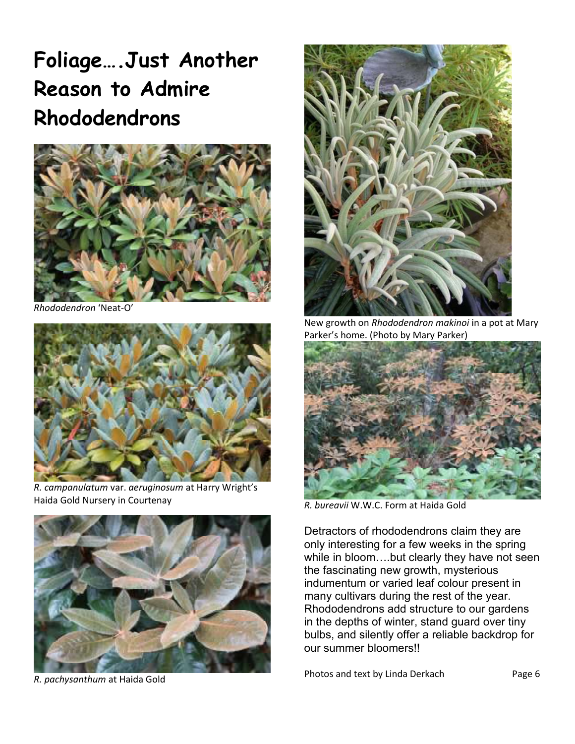# Foliage….Just Another Reason to Admire Rhododendrons

*Rhododendron* 'Neat-O'

*R. campanulatum* var. *aeruginosum* at Harry Wright's Haida Gold Nursery in Courtenay

*R. pachysanthum* at Haida Gold

New growth on *Rhododendron makinoi* in a pot at Mary Parker's home. (Photo by Mary Parker)

*R. bureavii* W.W.C. Form at Haida Gold

Detractors of rhododendrons claim they are only interesting for a few weeks in the spring while in bloom….but clearly they have not seen the fascinating new growth, mysterious indumentum or varied leaf colour present in many cultivars during the rest of the year. Rhododendrons add structure to our gardens in the depths of winter, stand guard over tiny bulbs, and silently offer a reliable backdrop for our summer bloomers!!

Photos and text by Linda Derkach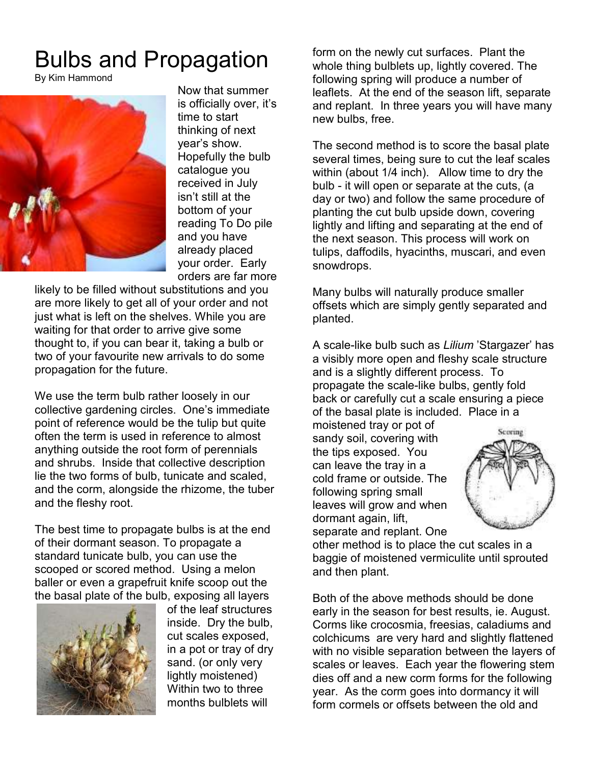# Bulbs and Propagation

By Kim Hammond

Now that summer is officially over, it's time to start thinking of next year's show. Hopefully the bulb catalogue you received in July isn't still at the bottom of your reading To Do pile and you have already placed your order. Early orders are far more likely to be filled without substitutions and you are more likely to get all of your order and not just what is left on the shelves. While you are waiting for that order to arrive give some thought to, if you can bear it, taking a bulb or two of your favourite new arrivals to do some propagation for the future.

We use the term bulb rather loosely in our collective gardening circles. One's immediate point of reference would be the tulip but quite often the term is used in reference to almost anything outside the root form of perennials and shrubs. Inside that collective description lie the two forms of bulb, tunicate and scaled, and the corm, alongside the rhizome, the tuber and the fleshy root.

The best time to propagate bulbs is at the end of their dormant season. To propagate a standard tunicate bulb, you can use the scooped or scored method. Using a melon baller or even a grapefruit knife scoop out the the basal plate of the bulb, exposing all layers of the leaf structures inside. Dry the bulb, cut scales exposed, in a pot or tray of dry sand. (or only very lightly moistened) Within two to three months bulblets will form on the newly cut surfaces. Plant the whole thing bulblets up, lightly covered. The following spring will produce a number of leaflets. At the end of the season lift, separate and replant. In three years you will have many new bulbs, free.

The second method is to score the basal plate several times, being sure to cut the leaf scales within (about 1/4 inch). Allow time to dry the bulb - it will open or separate at the cuts, (a day or two) and follow the same procedure of planting the cut bulb upside down, covering lightly and lifting and separating at the end of the next season. This process will work on tulips, daffodils, hyacinths, muscari, and even snowdrops.

Many bulbs will naturally produce smaller offsets which are simply gently separated and planted.

A scale-like bulb such as *Lilium* 'Stargazer' has a visibly more open and fleshy scale structure and is a slightly different process. To propagate the scale-like bulbs, gently fold back or carefully cut a scale ensuring a piece of the basal plate is included. Place in a moistened tray or pot of sandy soil, covering with the tips exposed. You can leave the tray in a cold frame or outside. The following spring small leaves will grow and when dormant again, lift, separate and replant. One other method is to place the cut scales in a baggie of moistened vermiculite until sprouted and then plant.

Scoring

Both of the above methods should be done early in the season for best results, ie. August. Corms like crocosmia, freesias, caladiums and colchicums are very hard and slightly flattened with no visible separation between the layers of scales or leaves. Each year the flowering stem dies off and a new corm forms for the following year. As the corm goes into dormancy it will form cormels or offsets between the old and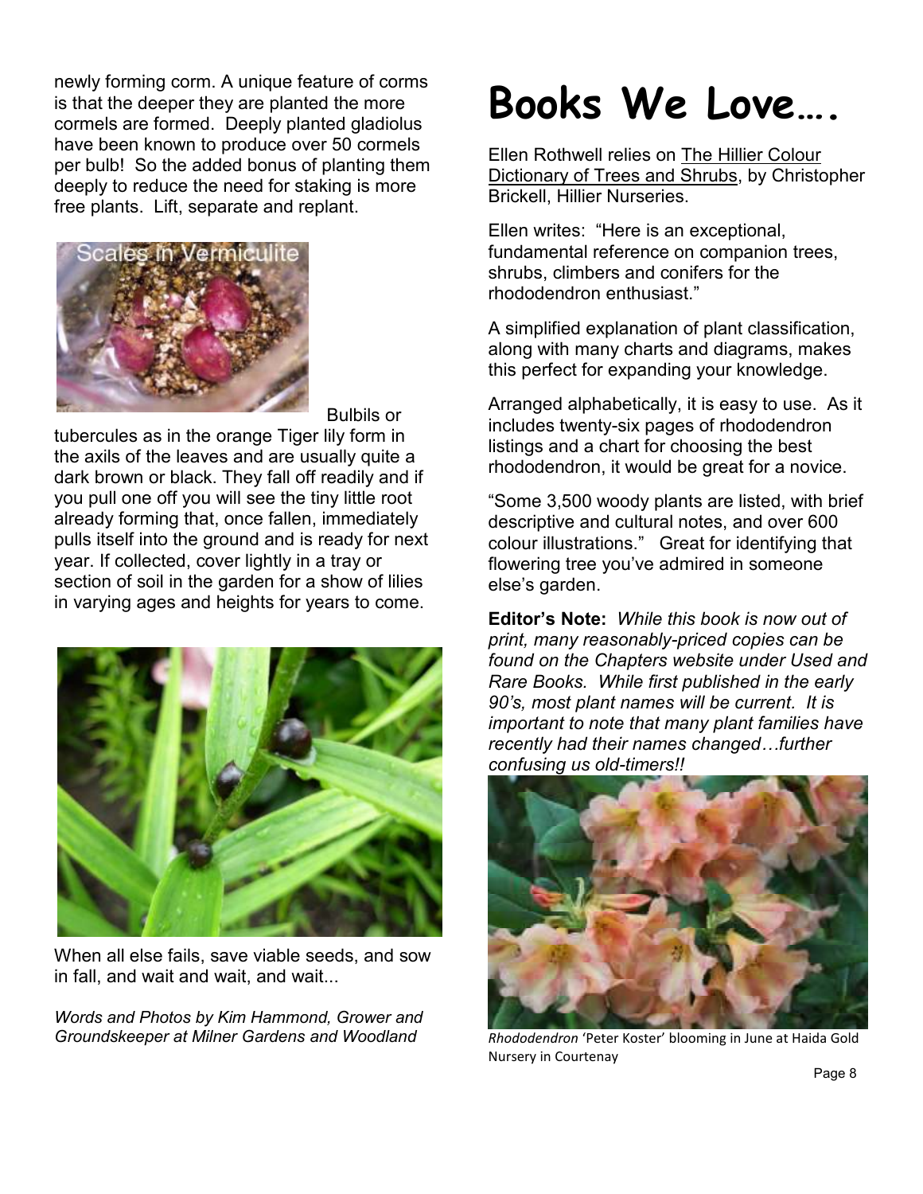newly forming corm. A unique feature of corms is that the deeper they are planted the more cormels are formed. Deeply planted gladiolus have been known to produce over 50 cormels per bulb! So the added bonus of planting them deeply to reduce the need for staking is more free plants. Lift, separate and replant.

Scales in Vermiculite

Bulbils or tubercules as in the orange Tiger lily form in the axils of the leaves and are usually quite a dark brown or black. They fall off readily and if you pull one off you will see the tiny little root already forming that, once fallen, immediately pulls itself into the ground and is ready for next year. If collected, cover lightly in a tray or section of soil in the garden for a show of lilies in varying ages and heights for years to come.

When all else fails, save viable seeds, and sow in fall, and wait and wait, and wait...

*Words and Photos by Kim Hammond, Grower and Groundskeeper at Milner Gardens and Woodland*

# Books We Love….

Ellen Rothwell relies on The Hillier Colour Dictionary of Trees and Shrubs, by Christopher Brickell, Hillier Nurseries.

Ellen writes: "Here is an exceptional, fundamental reference on companion trees, shrubs, climbers and conifers for the rhododendron enthusiast."

A simplified explanation of plant classification, along with many charts and diagrams, makes this perfect for expanding your knowledge.

Arranged alphabetically, it is easy to use. As it includes twenty-six pages of rhododendron listings and a chart for choosing the best rhododendron, it would be great for a novice.

"Some 3,500 woody plants are listed, with brief descriptive and cultural notes, and over 600 colour illustrations." Great for identifying that flowering tree you've admired in someone else's garden.

**Editor's Note:** *While this book is now out of print, many reasonably-priced copies can be found on the Chapters website under Used and Rare Books. While first published in the early 90's, most plant names will be current. It is important to note that many plant families have recently had their names changed…further confusing us old-timers!!*

*Rhododendron* 'Peter Koster' blooming in June at Haida Gold Nursery in Courtenay